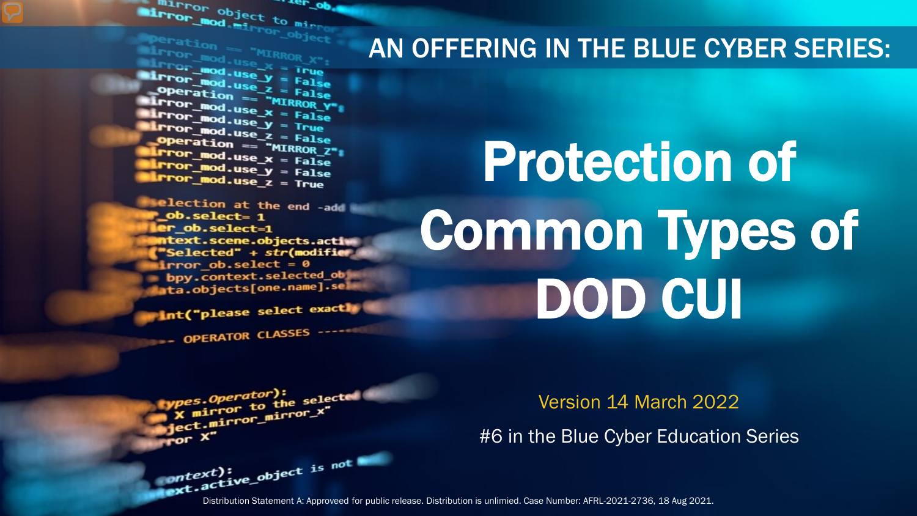AN OFFERING IN THE BLUE CYBER SERIES:

# Protection of Common Types of DOD CUI

Version 14 March 2022

#6 in the Blue Cyber Education Series

Distribution Statement A: Approveed for public release. Distribution is unlimied. Case Number: AFRL-2021-2736, 18 Aug 2021.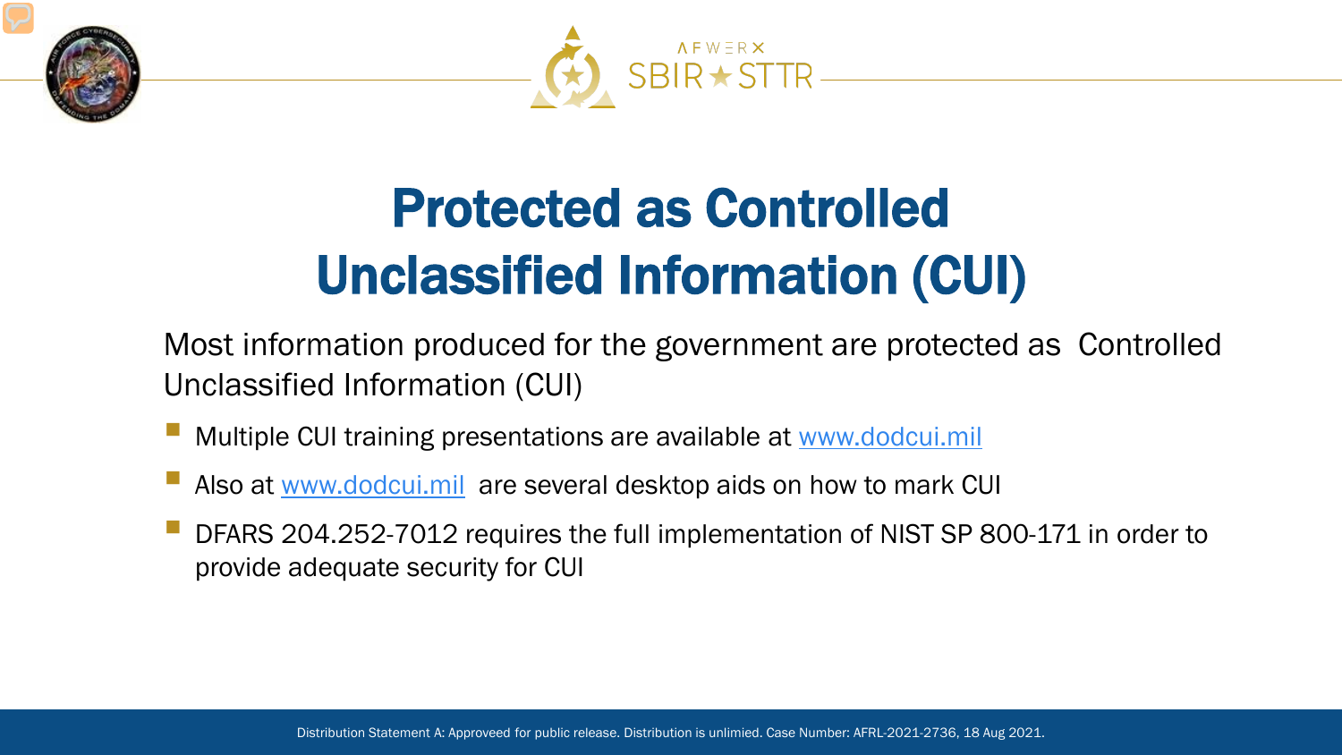# Protected as Controlled Unclassified Information (CUI)

Most information produced for the government are protected as Controlled Unclassified Information (CUI)

- Multiple CUI training presentations are available at www.dodcui.mil
- Also at www.dodcui.mil are several desktop aids on how to mark CUI
- DFARS 204.252-7012 requires the full implementation of NIST SP 800-171 in order to provide adequate security for CUI

Distribution Statement A: Approveed for public release. Distribution is unlimied. Case Number: AFRL-2021-2736, 18 Aug 2021.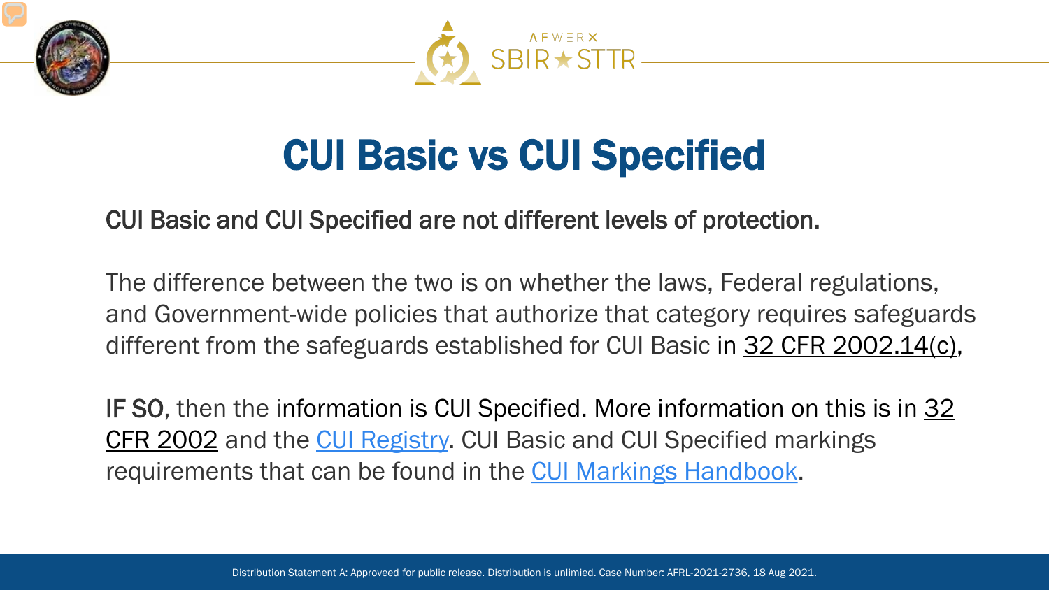# CUI Basic vs CUI Specified

CUI Basic and CUI Specified are not different levels of protection.

The difference between the two is on whether the laws, Federal regulations, and Government-wide policies that authorize that category requires safeguards different from the safeguards established for CUI Basic in 32 CFR 2002.14(c),

IF SO, then the information is CUI Specified. More information on this is in 32 CFR 2002 and the CUI Registry. CUI Basic and CUI Specified markings requirements that can be found in the CUI Markings Handbook.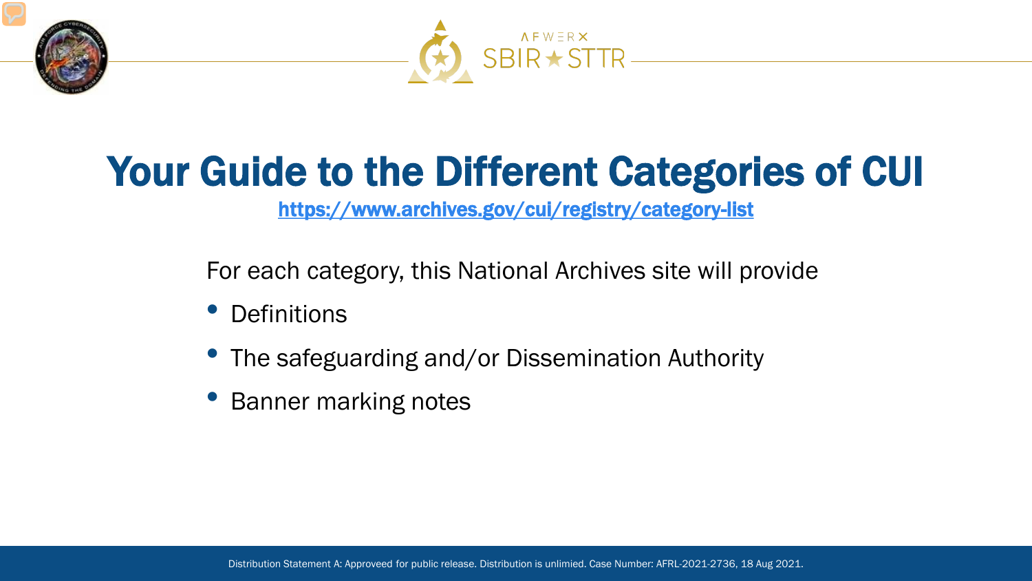# Your Guide to the Different Categories of CUI

https://www.archives.gov/cui/registry/category-list

For each category, this National Archives site will provide

- Definitions
- The safeguarding and/or Dissemination Authority
- Banner marking notes

Distribution Statement A: Approveed for public release. Distribution is unlimied. Case Number: AFRL-2021-2736, 18 Aug 2021.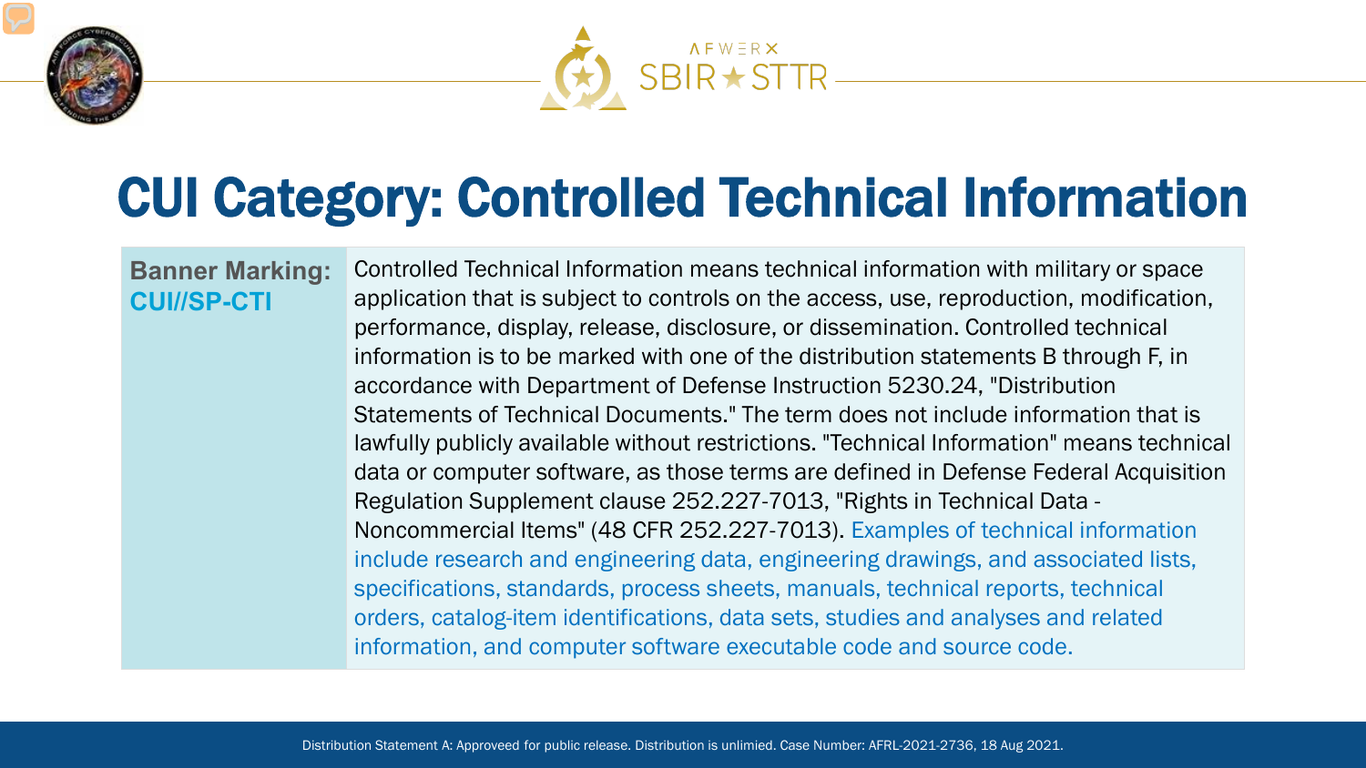# CUI Category: Controlled Technical Information

| Banner Marking: CUI//SP-CTI | Controlled Technical Information means technical information with military or space application that is subject to controls on the access, use, reproduction, modification, performance, display, release, disclosure, or dissemination. Controlled technical information is to be marked with one of the distribution statements B through F, in accordance with Department of Defense Instruction 5230.24, "Distribution Statements of Technical Documents." The term does not include information that is lawfully publicly available without restrictions. "Technical Information" means technical data or computer software, as those terms are defined in Defense Federal Acquisition Regulation Supplement clause 252.227-7013, "Rights in Technical Data - Noncommercial Items" (48 CFR 252.227-7013). Examples of technical information include research and engineering data, engineering drawings, and associated lists, specifications, standards, process sheets, manuals, technical reports, technical orders, catalog-item identifications, data sets, studies and analyses and related information, and computer software executable code and source code. |
|---|---|

Distribution Statement A: Approveed for public release. Distribution is unlimied. Case Number: AFRL-2021-2736, 18 Aug 2021.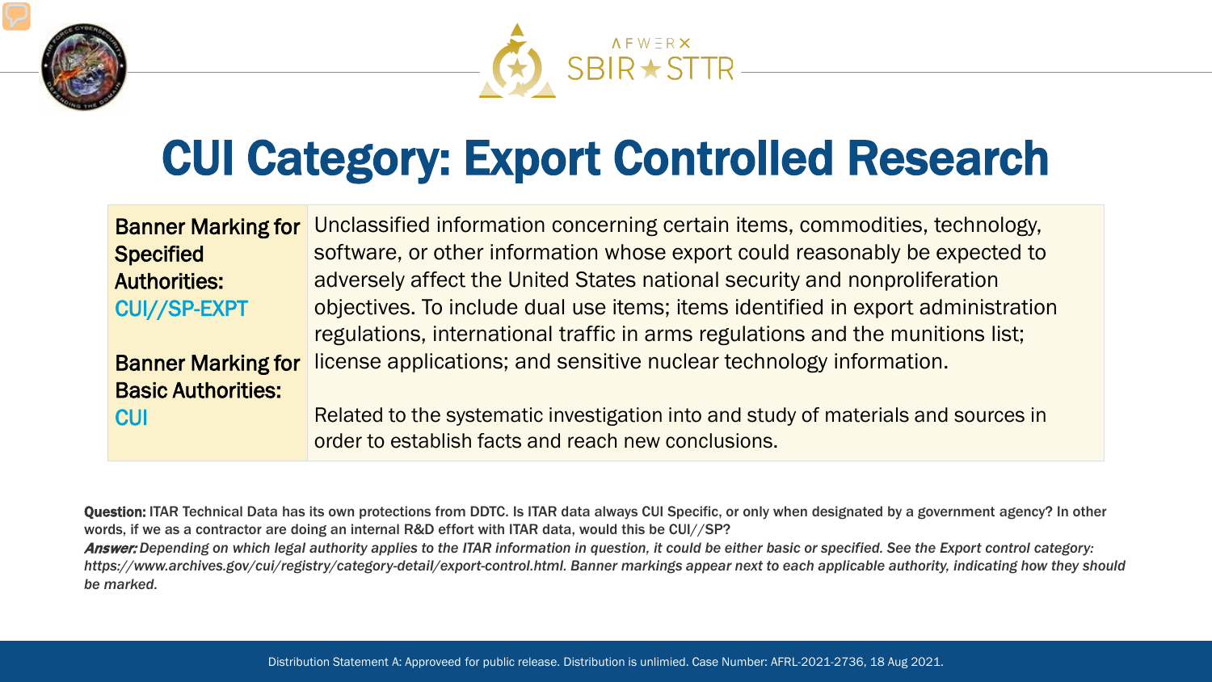# CUI Category: Export Controlled Research

| | |
|---|---|
| **Banner Marking for Specified Authorities:** CUI//SP-EXPT<br><br>**Banner Marking for Basic Authorities:** CUI | Unclassified information concerning certain items, commodities, technology, software, or other information whose export could reasonably be expected to adversely affect the United States national security and nonproliferation objectives. To include dual use items; items identified in export administration regulations, international traffic in arms regulations and the munitions list; license applications; and sensitive nuclear technology information.<br><br>Related to the systematic investigation into and study of materials and sources in order to establish facts and reach new conclusions. |

**Question:** ITAR Technical Data has its own protections from DDTC. Is ITAR data always CUI Specific, or only when designated by a government agency? In other words, if we as a contractor are doing an internal R&D effort with ITAR data, would this be CUI//SP?

***Answer:*** *Depending on which legal authority applies to the ITAR information in question, it could be either basic or specified. See the Export control category: https://www.archives.gov/cui/registry/category-detail/export-control.html. Banner markings appear next to each applicable authority, indicating how they should be marked.*

Distribution Statement A: Approveed for public release. Distribution is unlimied. Case Number: AFRL-2021-2736, 18 Aug 2021.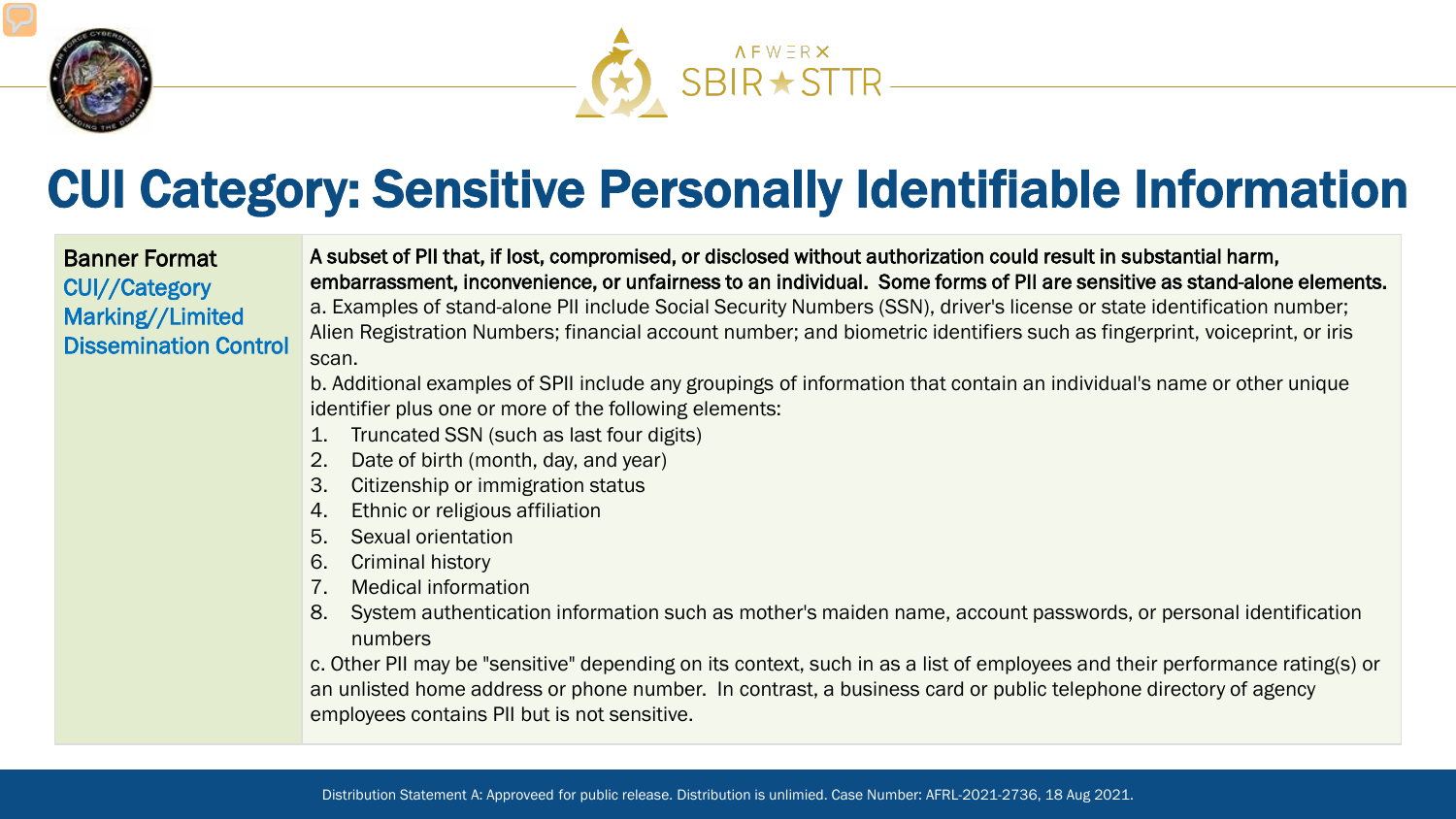# CUI Category: Sensitive Personally Identifiable Information

| Banner Format<br>CUI//Category Marking//Limited Dissemination Control | **A subset of PII that, if lost, compromised, or disclosed without authorization could result in substantial harm, embarrassment, inconvenience, or unfairness to an individual. Some forms of PII are sensitive as stand-alone elements.**<br>a. Examples of stand-alone PII include Social Security Numbers (SSN), driver's license or state identification number; Alien Registration Numbers; financial account number; and biometric identifiers such as fingerprint, voiceprint, or iris scan.<br>b. Additional examples of SPII include any groupings of information that contain an individual's name or other unique identifier plus one or more of the following elements:<br>1. Truncated SSN (such as last four digits)<br>2. Date of birth (month, day, and year)<br>3. Citizenship or immigration status<br>4. Ethnic or religious affiliation<br>5. Sexual orientation<br>6. Criminal history<br>7. Medical information<br>8. System authentication information such as mother's maiden name, account passwords, or personal identification numbers<br>c. Other PII may be "sensitive" depending on its context, such in as a list of employees and their performance rating(s) or an unlisted home address or phone number. In contrast, a business card or public telephone directory of agency employees contains PII but is not sensitive. |
|---|---|

Distribution Statement A: Approveed for public release. Distribution is unlimied. Case Number: AFRL-2021-2736, 18 Aug 2021.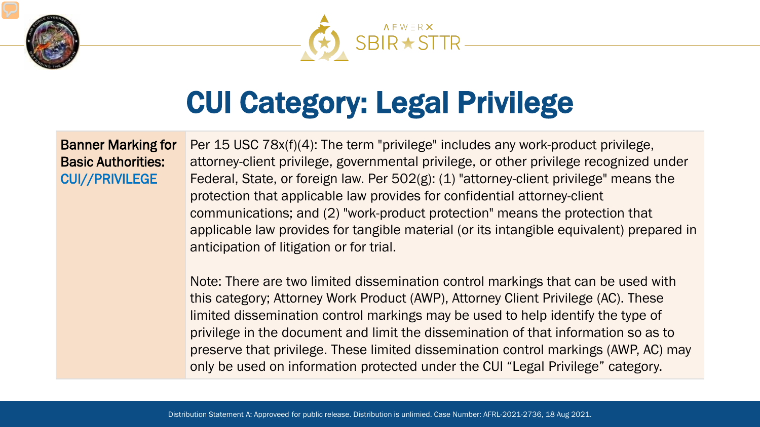# CUI Category: Legal Privilege

| Banner Marking for Basic Authorities: CUI//PRIVILEGE | Per 15 USC 78x(f)(4): The term "privilege" includes any work-product privilege, attorney-client privilege, governmental privilege, or other privilege recognized under Federal, State, or foreign law. Per 502(g): (1) "attorney-client privilege" means the protection that applicable law provides for confidential attorney-client communications; and (2) "work-product protection" means the protection that applicable law provides for tangible material (or its intangible equivalent) prepared in anticipation of litigation or for trial.<br><br>Note: There are two limited dissemination control markings that can be used with this category; Attorney Work Product (AWP), Attorney Client Privilege (AC). These limited dissemination control markings may be used to help identify the type of privilege in the document and limit the dissemination of that information so as to preserve that privilege. These limited dissemination control markings (AWP, AC) may only be used on information protected under the CUI "Legal Privilege" category. |
|---|---|

Distribution Statement A: Approveed for public release. Distribution is unlimied. Case Number: AFRL-2021-2736, 18 Aug 2021.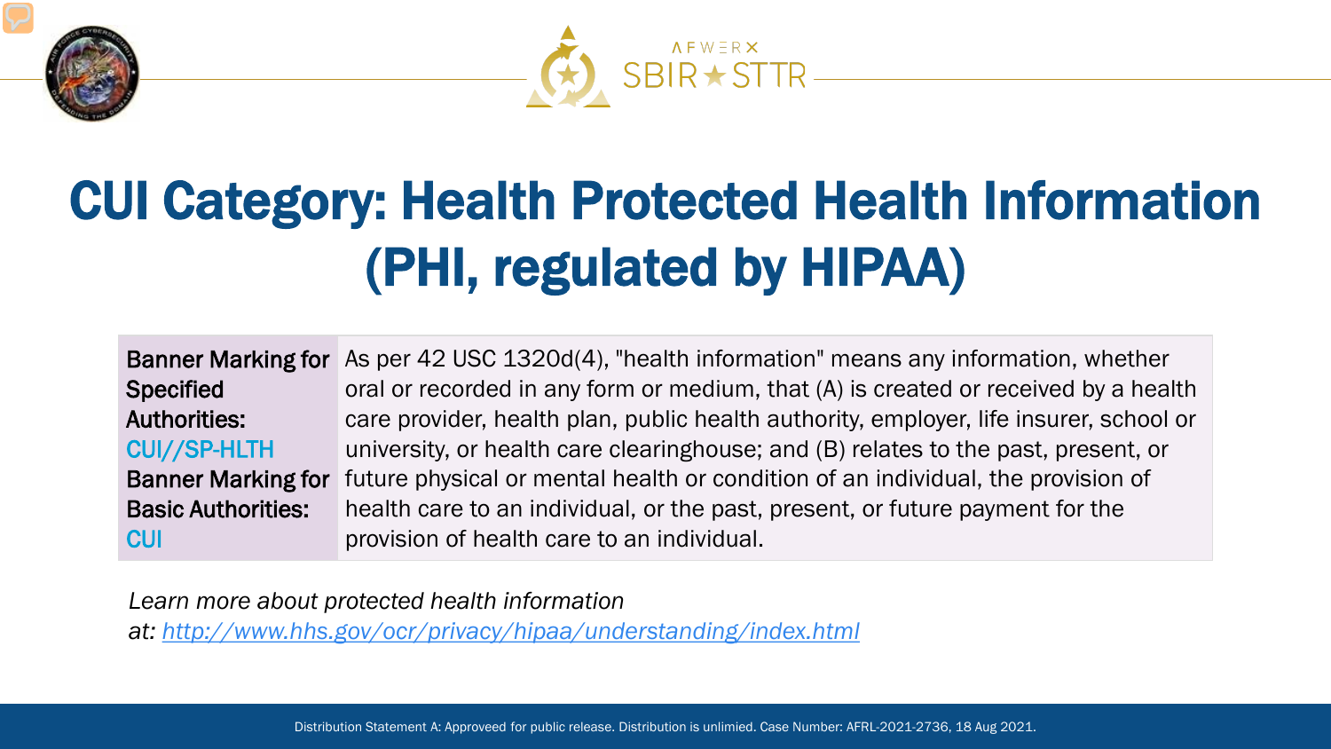# CUI Category: Health Protected Health Information (PHI, regulated by HIPAA)

| Banner Marking for Specified Authorities: CUI//SP-HLTH Banner Marking for Basic Authorities: CUI | As per 42 USC 1320d(4), "health information" means any information, whether oral or recorded in any form or medium, that (A) is created or received by a health care provider, health plan, public health authority, employer, life insurer, school or university, or health care clearinghouse; and (B) relates to the past, present, or future physical or mental health or condition of an individual, the provision of health care to an individual, or the past, present, or future payment for the provision of health care to an individual. |
|---|---|

*Learn more about protected health information at: http://www.hhs.gov/ocr/privacy/hipaa/understanding/index.html*

Distribution Statement A: Approveed for public release. Distribution is unlimied. Case Number: AFRL-2021-2736, 18 Aug 2021.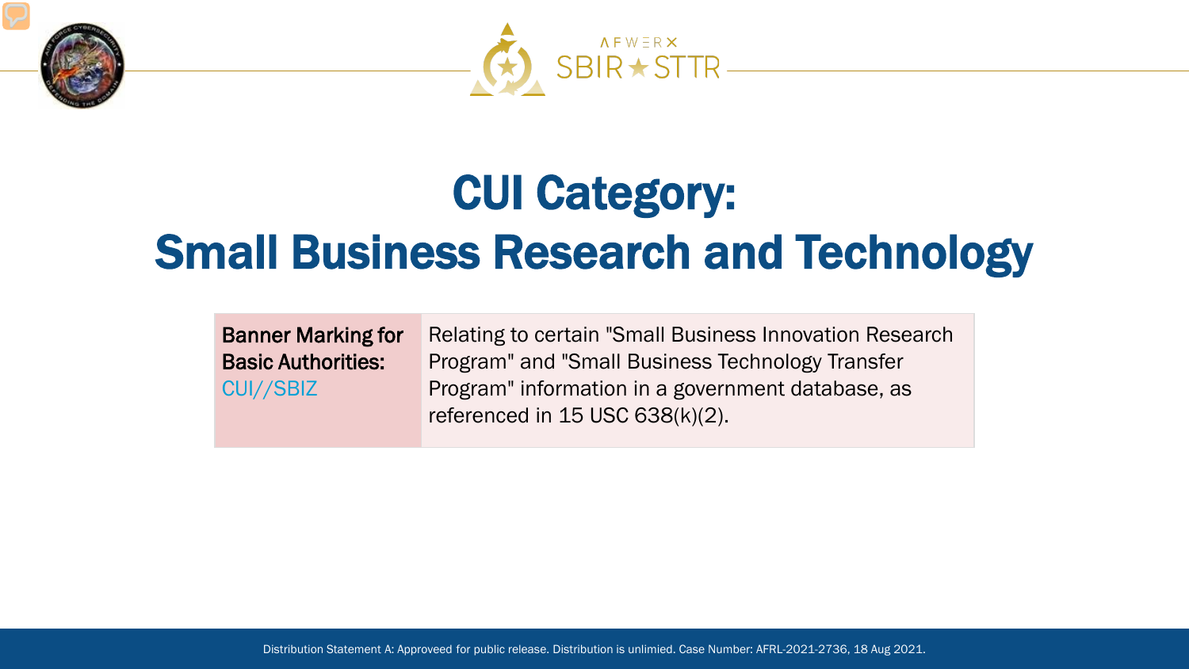# CUI Category: Small Business Research and Technology

| Banner Marking for Basic Authorities: CUI//SBIZ | Relating to certain "Small Business Innovation Research Program" and "Small Business Technology Transfer Program" information in a government database, as referenced in 15 USC 638(k)(2). |
|---|---|

Distribution Statement A: Approveed for public release. Distribution is unlimied. Case Number: AFRL-2021-2736, 18 Aug 2021.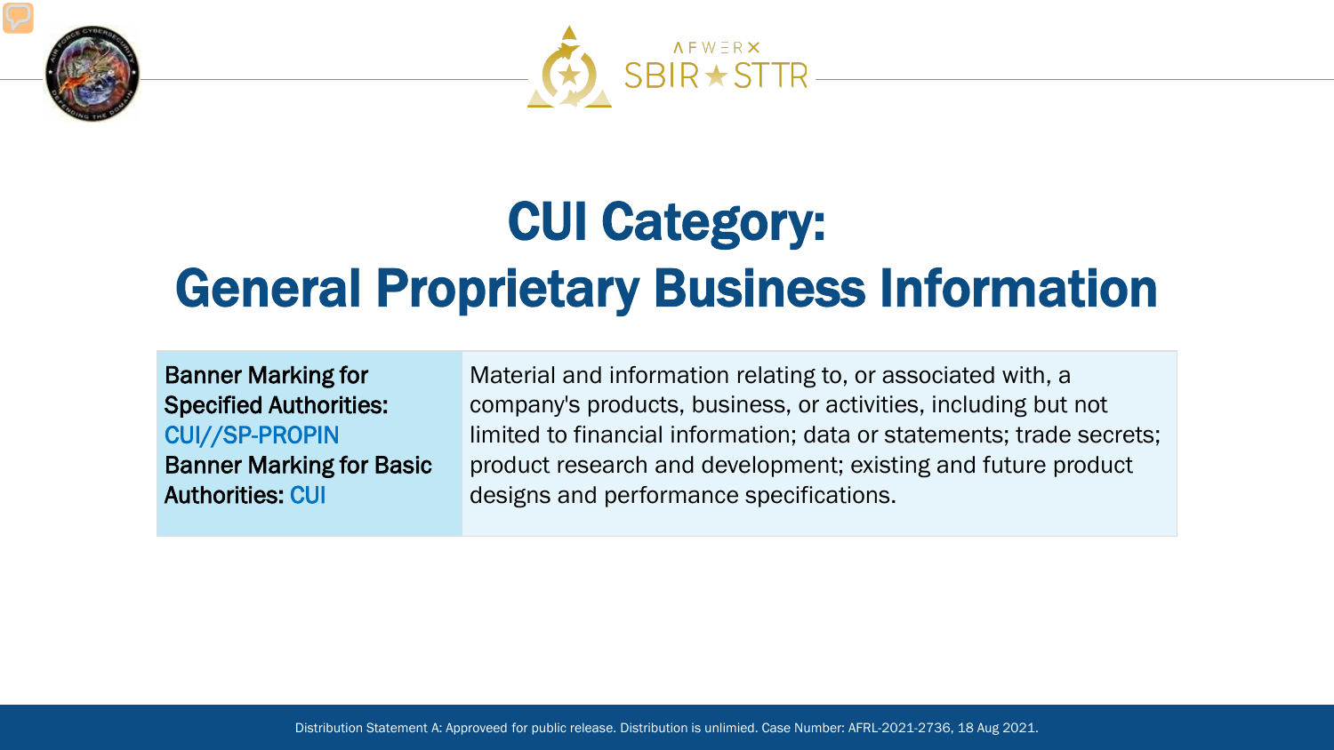# CUI Category: General Proprietary Business Information

| Banner Marking for Specified Authorities: CUI//SP-PROPIN<br>Banner Marking for Basic Authorities: CUI | Material and information relating to, or associated with, a company's products, business, or activities, including but not limited to financial information; data or statements; trade secrets; product research and development; existing and future product designs and performance specifications. |
|---|---|

Distribution Statement A: Approveed for public release. Distribution is unlimied. Case Number: AFRL-2021-2736, 18 Aug 2021.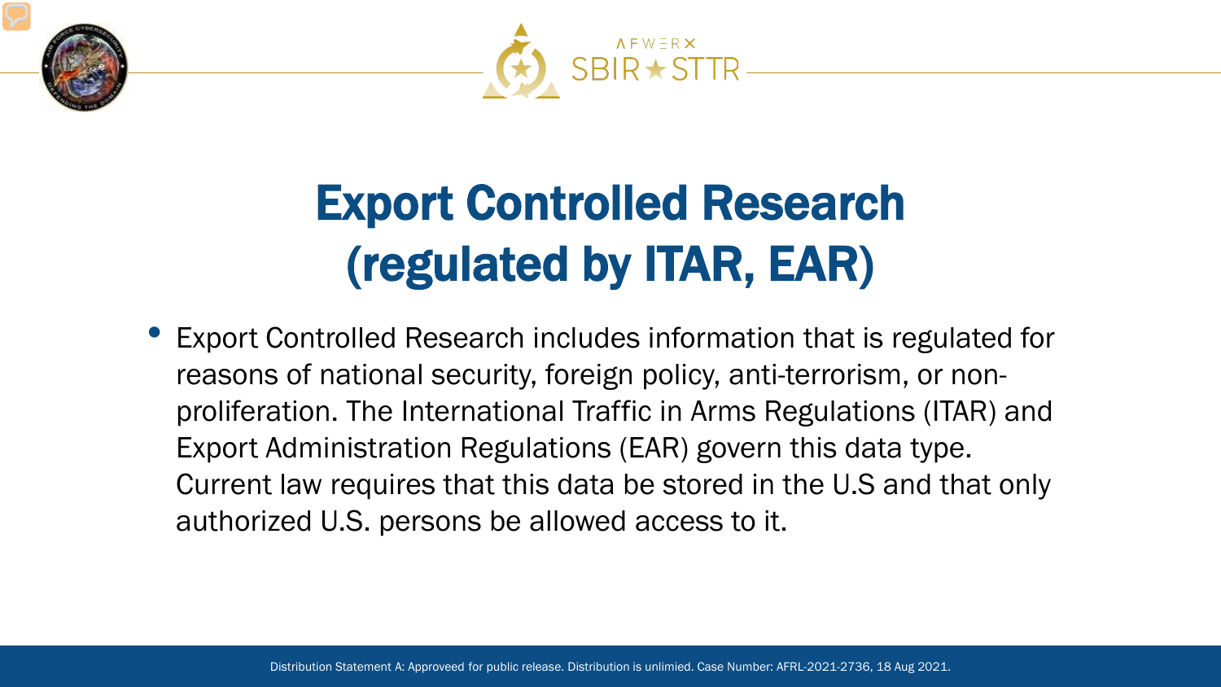# Export Controlled Research (regulated by ITAR, EAR)

- Export Controlled Research includes information that is regulated for reasons of national security, foreign policy, anti-terrorism, or non-proliferation. The International Traffic in Arms Regulations (ITAR) and Export Administration Regulations (EAR) govern this data type. Current law requires that this data be stored in the U.S and that only authorized U.S. persons be allowed access to it.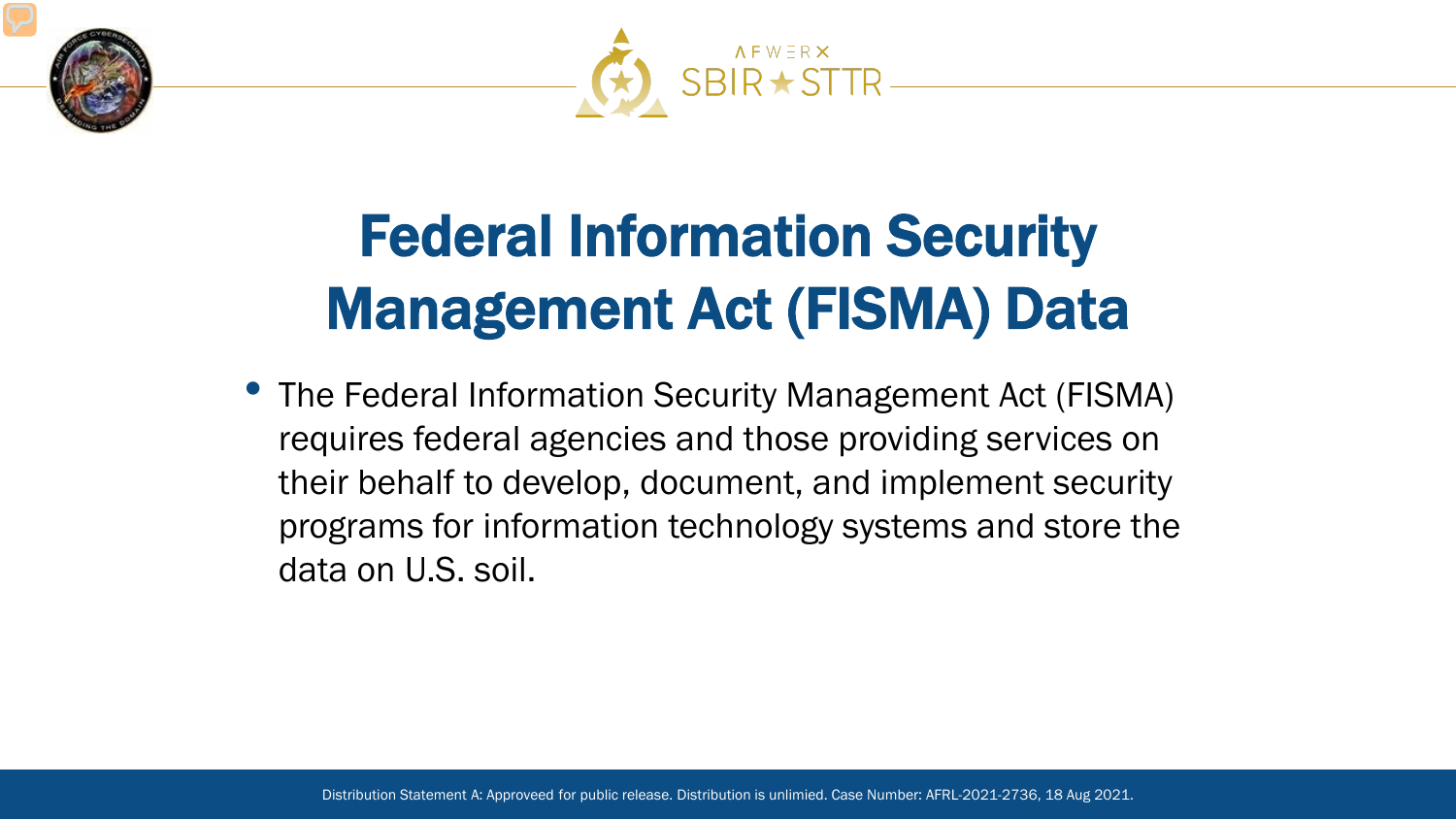# Federal Information Security Management Act (FISMA) Data

- The Federal Information Security Management Act (FISMA) requires federal agencies and those providing services on their behalf to develop, document, and implement security programs for information technology systems and store the data on U.S. soil.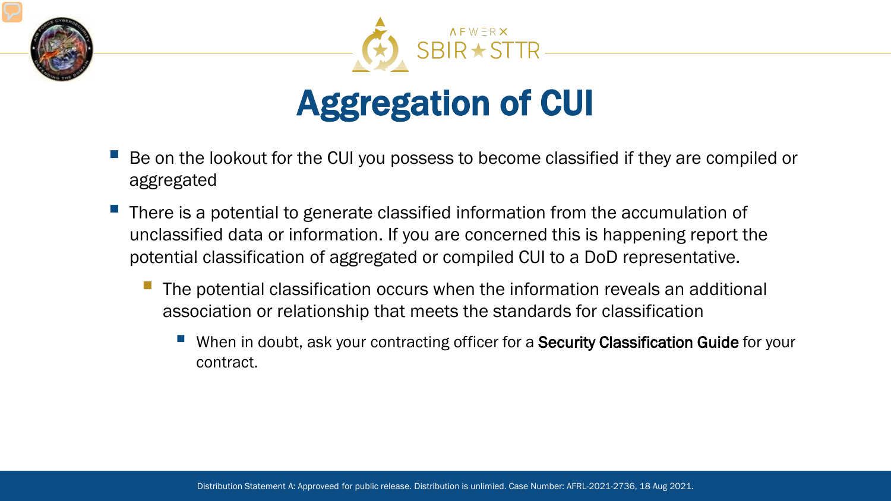# Aggregation of CUI

- Be on the lookout for the CUI you possess to become classified if they are compiled or aggregated
- There is a potential to generate classified information from the accumulation of unclassified data or information. If you are concerned this is happening report the potential classification of aggregated or compiled CUI to a DoD representative.
  - The potential classification occurs when the information reveals an additional association or relationship that meets the standards for classification
    - When in doubt, ask your contracting officer for a **Security Classification Guide** for your contract.

Distribution Statement A: Approveed for public release. Distribution is unlimied. Case Number: AFRL-2021-2736, 18 Aug 2021.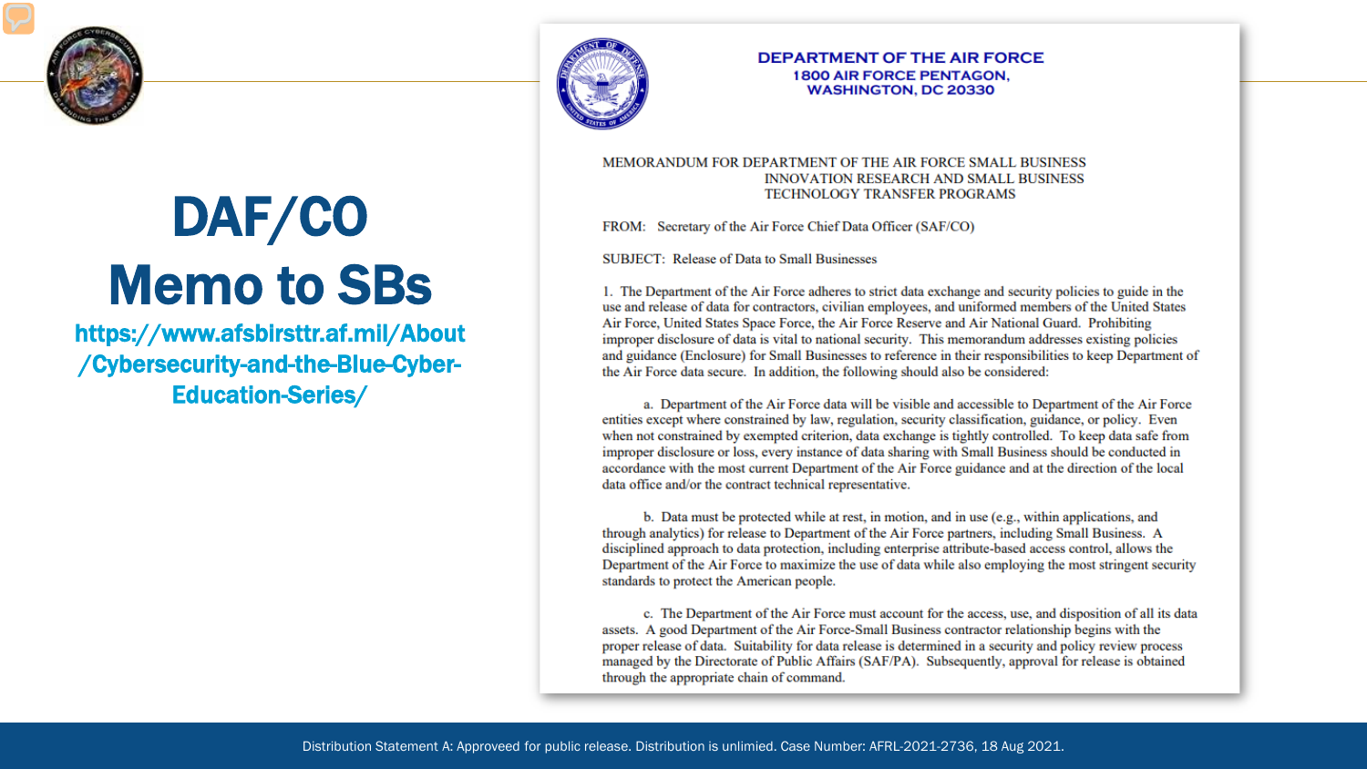# DAF/CO Memo to SBs

https://www.afsbirsttr.af.mil/About/Cybersecurity-and-the-Blue-Cyber-Education-Series/

**DEPARTMENT OF THE AIR FORCE**
**1800 AIR FORCE PENTAGON,**
**WASHINGTON, DC 20330**

MEMORANDUM FOR DEPARTMENT OF THE AIR FORCE SMALL BUSINESS INNOVATION RESEARCH AND SMALL BUSINESS TECHNOLOGY TRANSFER PROGRAMS

FROM: Secretary of the Air Force Chief Data Officer (SAF/CO)

SUBJECT: Release of Data to Small Businesses

1. The Department of the Air Force adheres to strict data exchange and security policies to guide in the use and release of data for contractors, civilian employees, and uniformed members of the United States Air Force, United States Space Force, the Air Force Reserve and Air National Guard. Prohibiting improper disclosure of data is vital to national security. This memorandum addresses existing policies and guidance (Enclosure) for Small Businesses to reference in their responsibilities to keep Department of the Air Force data secure. In addition, the following should also be considered:

a. Department of the Air Force data will be visible and accessible to Department of the Air Force entities except where constrained by law, regulation, security classification, guidance, or policy. Even when not constrained by exempted criterion, data exchange is tightly controlled. To keep data safe from improper disclosure or loss, every instance of data sharing with Small Business should be conducted in accordance with the most current Department of the Air Force guidance and at the direction of the local data office and/or the contract technical representative.

b. Data must be protected while at rest, in motion, and in use (e.g., within applications, and through analytics) for release to Department of the Air Force partners, including Small Business. A disciplined approach to data protection, including enterprise attribute-based access control, allows the Department of the Air Force to maximize the use of data while also employing the most stringent security standards to protect the American people.

c. The Department of the Air Force must account for the access, use, and disposition of all its data assets. A good Department of the Air Force-Small Business contractor relationship begins with the proper release of data. Suitability for data release is determined in a security and policy review process managed by the Directorate of Public Affairs (SAF/PA). Subsequently, approval for release is obtained through the appropriate chain of command.

Distribution Statement A: Approveed for public release. Distribution is unlimied. Case Number: AFRL-2021-2736, 18 Aug 2021.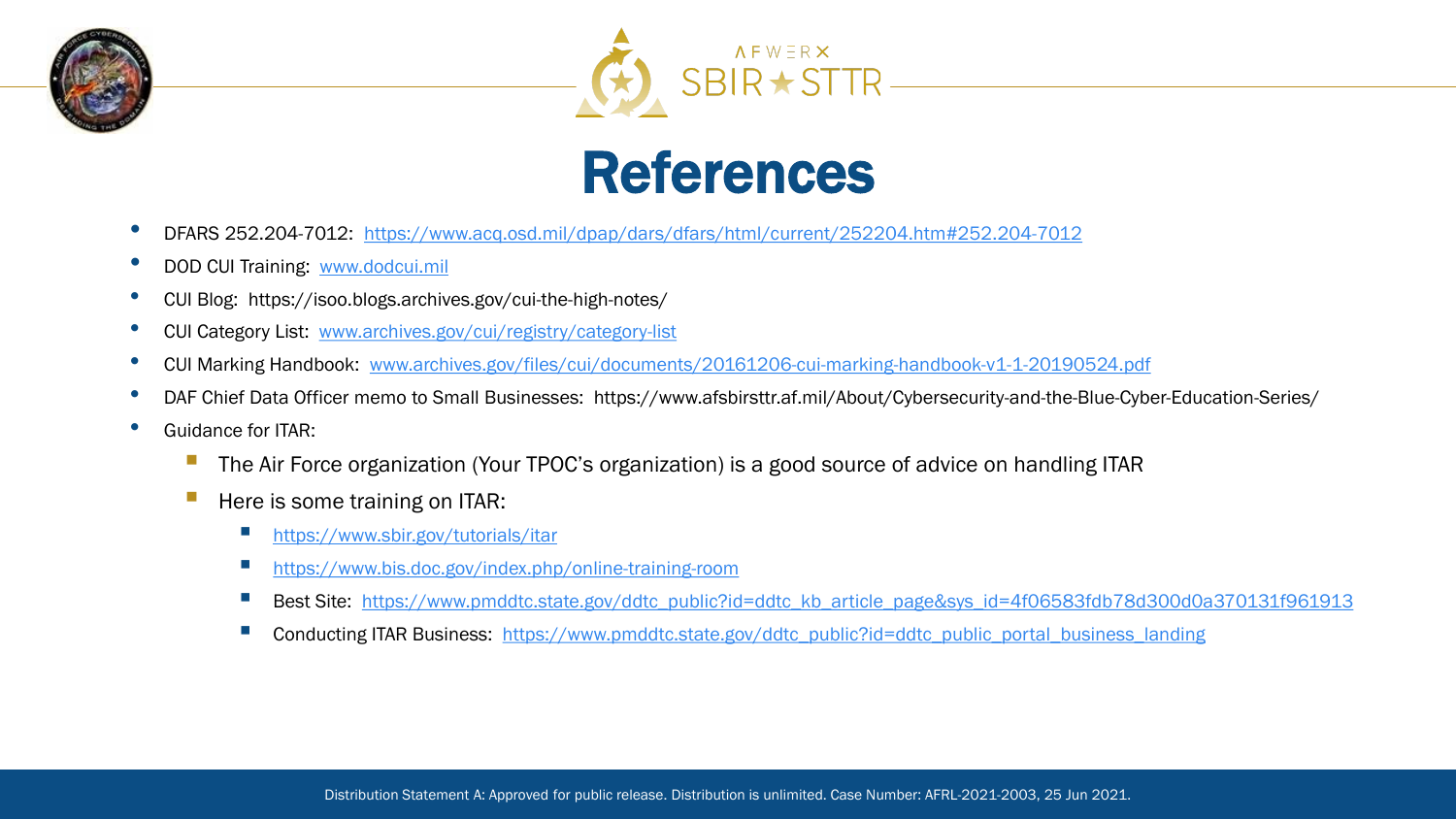# References

- DFARS 252.204-7012: https://www.acq.osd.mil/dpap/dars/dfars/html/current/252204.htm#252.204-7012
- DOD CUI Training: www.dodcui.mil
- CUI Blog: https://isoo.blogs.archives.gov/cui-the-high-notes/
- CUI Category List: www.archives.gov/cui/registry/category-list
- CUI Marking Handbook: www.archives.gov/files/cui/documents/20161206-cui-marking-handbook-v1-1-20190524.pdf
- DAF Chief Data Officer memo to Small Businesses: https://www.afsbirsttr.af.mil/About/Cybersecurity-and-the-Blue-Cyber-Education-Series/
- Guidance for ITAR:
  - The Air Force organization (Your TPOC's organization) is a good source of advice on handling ITAR
  - Here is some training on ITAR:
    - https://www.sbir.gov/tutorials/itar
    - https://www.bis.doc.gov/index.php/online-training-room
    - Best Site: https://www.pmddtc.state.gov/ddtc_public?id=ddtc_kb_article_page&sys_id=4f06583fdb78d300d0a370131f961913
    - Conducting ITAR Business: https://www.pmddtc.state.gov/ddtc_public?id=ddtc_public_portal_business_landing

Distribution Statement A: Approved for public release. Distribution is unlimited. Case Number: AFRL-2021-2003, 25 Jun 2021.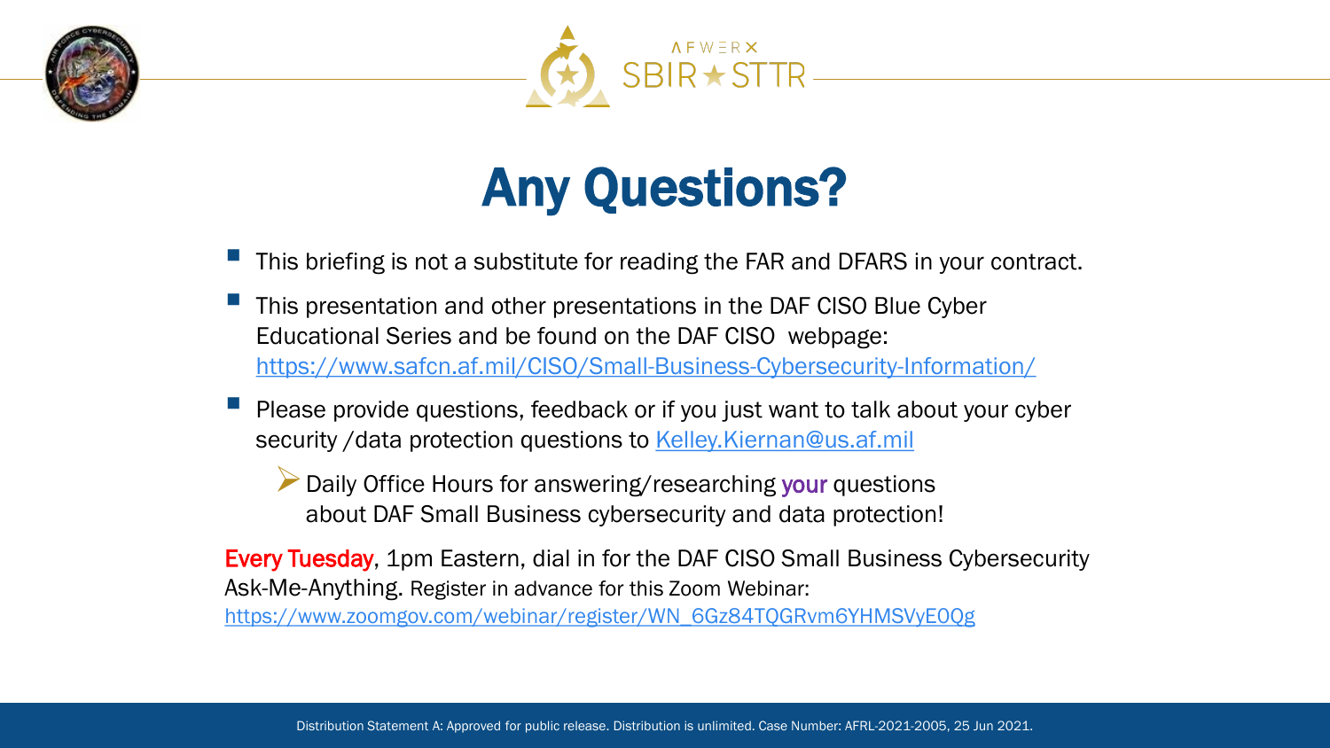# Any Questions?

- This briefing is not a substitute for reading the FAR and DFARS in your contract.
- This presentation and other presentations in the DAF CISO Blue Cyber Educational Series and be found on the DAF CISO webpage: https://www.safcn.af.mil/CISO/Small-Business-Cybersecurity-Information/
- Please provide questions, feedback or if you just want to talk about your cyber security /data protection questions to Kelley.Kiernan@us.af.mil
  - Daily Office Hours for answering/researching your questions about DAF Small Business cybersecurity and data protection!

**Every Tuesday**, 1pm Eastern, dial in for the DAF CISO Small Business Cybersecurity Ask-Me-Anything. Register in advance for this Zoom Webinar: https://www.zoomgov.com/webinar/register/WN_6Gz84TQGRvm6YHMSVyE0Qg

Distribution Statement A: Approved for public release. Distribution is unlimited. Case Number: AFRL-2021-2005, 25 Jun 2021.